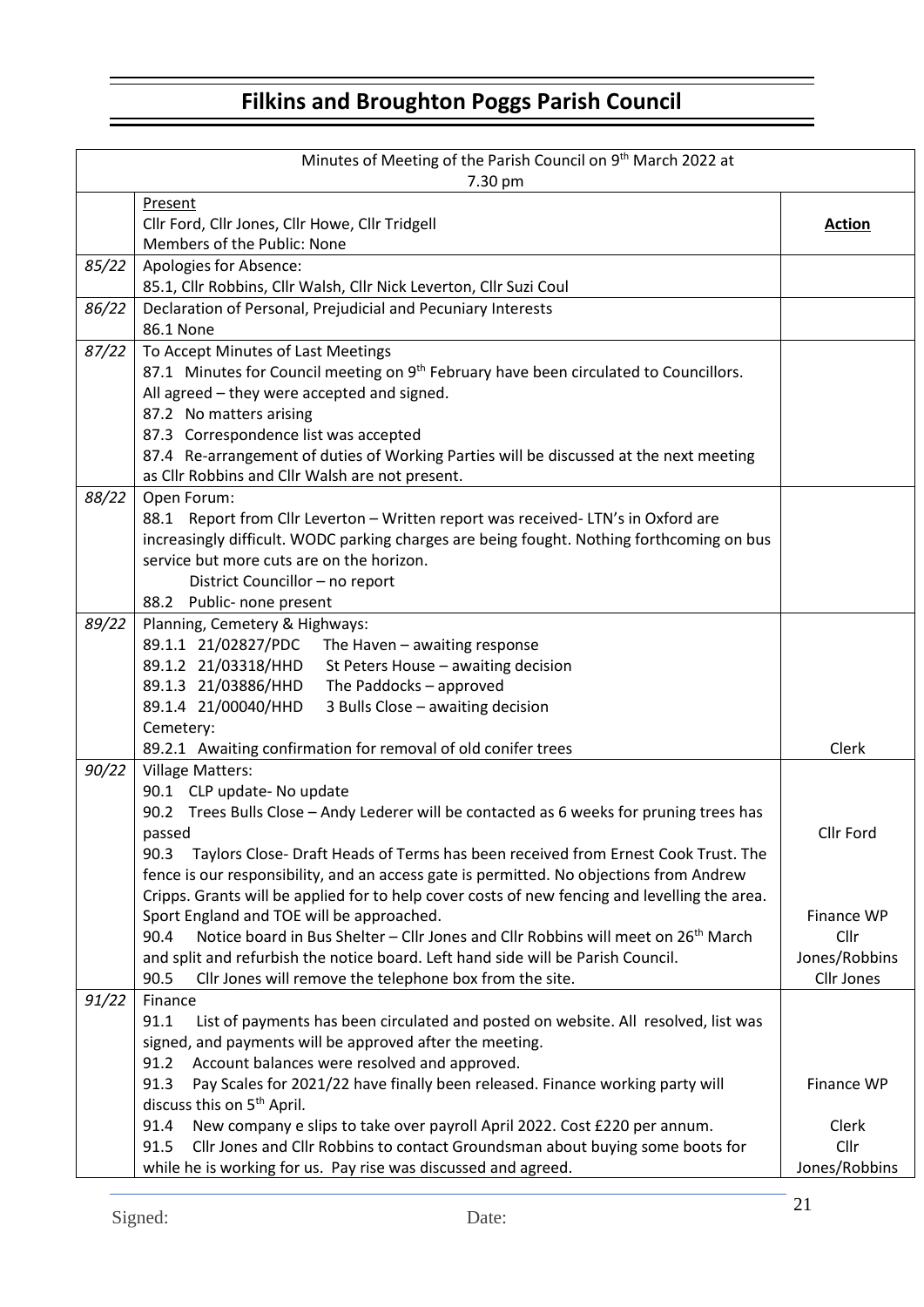# Filkins and Broughton Poggs Parish Council

| Minutes of Meeting of the Parish Council on 9th March 2022 at 7.30 pm | | |
|---|---|---|
| | Present<br>Cllr Ford, Cllr Jones, Cllr Howe, Cllr Tridgell<br>Members of the Public: None | **Action** |
| *85/22* | Apologies for Absence:<br>85.1, Cllr Robbins, Cllr Walsh, Cllr Nick Leverton, Cllr Suzi Coul | |
| *86/22* | Declaration of Personal, Prejudicial and Pecuniary Interests<br>86.1 None | |
| *87/22* | To Accept Minutes of Last Meetings<br>87.1 Minutes for Council meeting on 9th February have been circulated to Councillors. All agreed – they were accepted and signed.<br>87.2 No matters arising<br>87.3 Correspondence list was accepted<br>87.4 Re-arrangement of duties of Working Parties will be discussed at the next meeting as Cllr Robbins and Cllr Walsh are not present. | |
| *88/22* | Open Forum:<br>88.1 Report from Cllr Leverton – Written report was received- LTN's in Oxford are increasingly difficult. WODC parking charges are being fought. Nothing forthcoming on bus service but more cuts are on the horizon.<br>District Councillor – no report<br>88.2 Public- none present | |
| *89/22* | Planning, Cemetery & Highways:<br>89.1.1 21/02827/PDC The Haven – awaiting response<br>89.1.2 21/03318/HHD St Peters House – awaiting decision<br>89.1.3 21/03886/HHD The Paddocks – approved<br>89.1.4 21/00040/HHD 3 Bulls Close – awaiting decision<br>Cemetery:<br>89.2.1 Awaiting confirmation for removal of old conifer trees | Clerk |
| *90/22* | Village Matters:<br>90.1 CLP update- No update<br>90.2 Trees Bulls Close – Andy Lederer will be contacted as 6 weeks for pruning trees has passed<br>90.3 Taylors Close- Draft Heads of Terms has been received from Ernest Cook Trust. The fence is our responsibility, and an access gate is permitted. No objections from Andrew Cripps. Grants will be applied for to help cover costs of new fencing and levelling the area. Sport England and TOE will be approached.<br>90.4 Notice board in Bus Shelter – Cllr Jones and Cllr Robbins will meet on 26th March and split and refurbish the notice board. Left hand side will be Parish Council.<br>90.5 Cllr Jones will remove the telephone box from the site. | Cllr Ford<br><br>Finance WP<br>Cllr Jones/Robbins<br>Cllr Jones |
| *91/22* | Finance<br>91.1 List of payments has been circulated and posted on website. All resolved, list was signed, and payments will be approved after the meeting.<br>91.2 Account balances were resolved and approved.<br>91.3 Pay Scales for 2021/22 have finally been released. Finance working party will discuss this on 5th April.<br>91.4 New company e slips to take over payroll April 2022. Cost £220 per annum.<br>91.5 Cllr Jones and Cllr Robbins to contact Groundsman about buying some boots for while he is working for us. Pay rise was discussed and agreed. | Finance WP<br><br>Clerk<br>Cllr Jones/Robbins |

Signed: Date: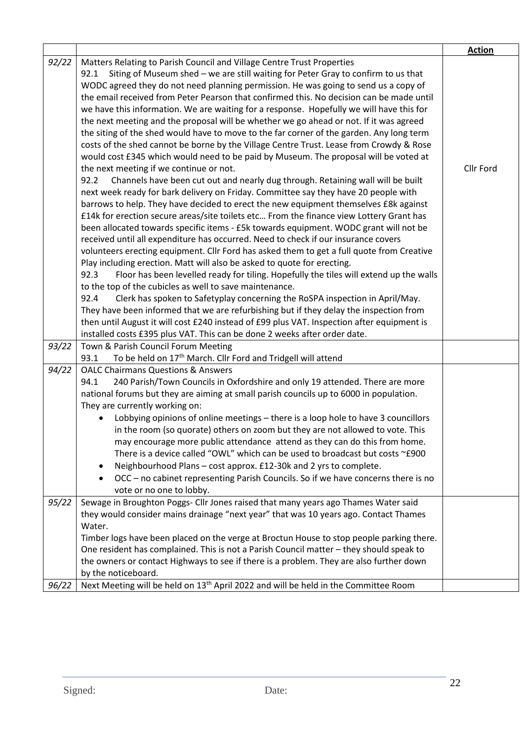|  |  | **Action** |
|---|---|---|
| *92/22* | Matters Relating to Parish Council and Village Centre Trust Properties<br>92.1 Siting of Museum shed – we are still waiting for Peter Gray to confirm to us that WODC agreed they do not need planning permission. He was going to send us a copy of the email received from Peter Pearson that confirmed this. No decision can be made until we have this information. We are waiting for a response. Hopefully we will have this for the next meeting and the proposal will be whether we go ahead or not. If it was agreed the siting of the shed would have to move to the far corner of the garden. Any long term costs of the shed cannot be borne by the Village Centre Trust. Lease from Crowdy & Rose would cost £345 which would need to be paid by Museum. The proposal will be voted at the next meeting if we continue or not.<br>92.2 Channels have been cut out and nearly dug through. Retaining wall will be built next week ready for bark delivery on Friday. Committee say they have 20 people with barrows to help. They have decided to erect the new equipment themselves £8k against £14k for erection secure areas/site toilets etc… From the finance view Lottery Grant has been allocated towards specific items - £5k towards equipment. WODC grant will not be received until all expenditure has occurred. Need to check if our insurance covers volunteers erecting equipment. Cllr Ford has asked them to get a full quote from Creative Play including erection. Matt will also be asked to quote for erecting.<br>92.3 Floor has been levelled ready for tiling. Hopefully the tiles will extend up the walls to the top of the cubicles as well to save maintenance.<br>92.4 Clerk has spoken to Safetyplay concerning the RoSPA inspection in April/May. They have been informed that we are refurbishing but if they delay the inspection from then until August it will cost £240 instead of £99 plus VAT. Inspection after equipment is installed costs £395 plus VAT. This can be done 2 weeks after order date. | Cllr Ford |
| *93/22* | Town & Parish Council Forum Meeting<br>93.1 To be held on 17th March. Cllr Ford and Tridgell will attend |  |
| *94/22* | OALC Chairmans Questions & Answers<br>94.1 240 Parish/Town Councils in Oxfordshire and only 19 attended. There are more national forums but they are aiming at small parish councils up to 6000 in population. They are currently working on:<br>• Lobbying opinions of online meetings – there is a loop hole to have 3 councillors in the room (so quorate) others on zoom but they are not allowed to vote. This may encourage more public attendance attend as they can do this from home. There is a device called "OWL" which can be used to broadcast but costs ~£900<br>• Neighbourhood Plans – cost approx. £12-30k and 2 yrs to complete.<br>• OCC – no cabinet representing Parish Councils. So if we have concerns there is no vote or no one to lobby. |  |
| *95/22* | Sewage in Broughton Poggs- Cllr Jones raised that many years ago Thames Water said they would consider mains drainage "next year" that was 10 years ago. Contact Thames Water.<br>Timber logs have been placed on the verge at Broctun House to stop people parking there. One resident has complained. This is not a Parish Council matter – they should speak to the owners or contact Highways to see if there is a problem. They are also further down by the noticeboard. |  |
| *96/22* | Next Meeting will be held on 13th April 2022 and will be held in the Committee Room |  |

Signed: Date: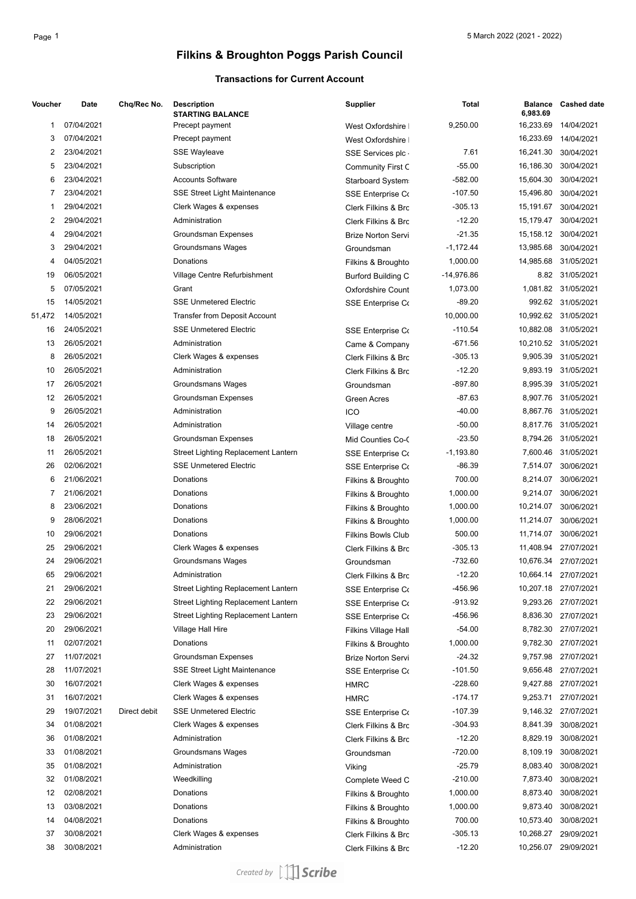# Filkins & Broughton Poggs Parish Council

### Transactions for Current Account

| Voucher | Date | Chq/Rec No. | Description | Supplier | Total | Balance | Cashed date |
|---|---|---|---|---|---|---|---|
| | | | STARTING BALANCE | | | 6,983.69 | |
| 1 | 07/04/2021 | | Precept payment | West Oxfordshire I | 9,250.00 | 16,233.69 | 14/04/2021 |
| 3 | 07/04/2021 | | Precept payment | West Oxfordshire I | | 16,233.69 | 14/04/2021 |
| 2 | 23/04/2021 | | SSE Wayleave | SSE Services plc - | 7.61 | 16,241.30 | 30/04/2021 |
| 5 | 23/04/2021 | | Subscription | Community First C | -55.00 | 16,186.30 | 30/04/2021 |
| 6 | 23/04/2021 | | Accounts Software | Starboard System | -582.00 | 15,604.30 | 30/04/2021 |
| 7 | 23/04/2021 | | SSE Street Light Maintenance | SSE Enterprise Co | -107.50 | 15,496.80 | 30/04/2021 |
| 1 | 29/04/2021 | | Clerk Wages & expenses | Clerk Filkins & Bro | -305.13 | 15,191.67 | 30/04/2021 |
| 2 | 29/04/2021 | | Administration | Clerk Filkins & Bro | -12.20 | 15,179.47 | 30/04/2021 |
| 4 | 29/04/2021 | | Groundsman Expenses | Brize Norton Servi | -21.35 | 15,158.12 | 30/04/2021 |
| 3 | 29/04/2021 | | Groundsmans Wages | Groundsman | -1,172.44 | 13,985.68 | 30/04/2021 |
| 4 | 04/05/2021 | | Donations | Filkins & Broughto | 1,000.00 | 14,985.68 | 31/05/2021 |
| 19 | 06/05/2021 | | Village Centre Refurbishment | Burford Building C | -14,976.86 | 8.82 | 31/05/2021 |
| 5 | 07/05/2021 | | Grant | Oxfordshire Count | 1,073.00 | 1,081.82 | 31/05/2021 |
| 15 | 14/05/2021 | | SSE Unmetered Electric | SSE Enterprise Co | -89.20 | 992.62 | 31/05/2021 |
| 51,472 | 14/05/2021 | | Transfer from Deposit Account | | 10,000.00 | 10,992.62 | 31/05/2021 |
| 16 | 24/05/2021 | | SSE Unmetered Electric | SSE Enterprise Co | -110.54 | 10,882.08 | 31/05/2021 |
| 13 | 26/05/2021 | | Administration | Came & Company | -671.56 | 10,210.52 | 31/05/2021 |
| 8 | 26/05/2021 | | Clerk Wages & expenses | Clerk Filkins & Bro | -305.13 | 9,905.39 | 31/05/2021 |
| 10 | 26/05/2021 | | Administration | Clerk Filkins & Bro | -12.20 | 9,893.19 | 31/05/2021 |
| 17 | 26/05/2021 | | Groundsmans Wages | Groundsman | -897.80 | 8,995.39 | 31/05/2021 |
| 12 | 26/05/2021 | | Groundsman Expenses | Green Acres | -87.63 | 8,907.76 | 31/05/2021 |
| 9 | 26/05/2021 | | Administration | ICO | -40.00 | 8,867.76 | 31/05/2021 |
| 14 | 26/05/2021 | | Administration | Village centre | -50.00 | 8,817.76 | 31/05/2021 |
| 18 | 26/05/2021 | | Groundsman Expenses | Mid Counties Co-C | -23.50 | 8,794.26 | 31/05/2021 |
| 11 | 26/05/2021 | | Street Lighting Replacement Lantern | SSE Enterprise Co | -1,193.80 | 7,600.46 | 31/05/2021 |
| 26 | 02/06/2021 | | SSE Unmetered Electric | SSE Enterprise Co | -86.39 | 7,514.07 | 30/06/2021 |
| 6 | 21/06/2021 | | Donations | Filkins & Broughto | 700.00 | 8,214.07 | 30/06/2021 |
| 7 | 21/06/2021 | | Donations | Filkins & Broughto | 1,000.00 | 9,214.07 | 30/06/2021 |
| 8 | 23/06/2021 | | Donations | Filkins & Broughto | 1,000.00 | 10,214.07 | 30/06/2021 |
| 9 | 28/06/2021 | | Donations | Filkins & Broughto | 1,000.00 | 11,214.07 | 30/06/2021 |
| 10 | 29/06/2021 | | Donations | Filkins Bowls Club | 500.00 | 11,714.07 | 30/06/2021 |
| 25 | 29/06/2021 | | Clerk Wages & expenses | Clerk Filkins & Bro | -305.13 | 11,408.94 | 27/07/2021 |
| 24 | 29/06/2021 | | Groundsmans Wages | Groundsman | -732.60 | 10,676.34 | 27/07/2021 |
| 65 | 29/06/2021 | | Administration | Clerk Filkins & Bro | -12.20 | 10,664.14 | 27/07/2021 |
| 21 | 29/06/2021 | | Street Lighting Replacement Lantern | SSE Enterprise Co | -456.96 | 10,207.18 | 27/07/2021 |
| 22 | 29/06/2021 | | Street Lighting Replacement Lantern | SSE Enterprise Co | -913.92 | 9,293.26 | 27/07/2021 |
| 23 | 29/06/2021 | | Street Lighting Replacement Lantern | SSE Enterprise Co | -456.96 | 8,836.30 | 27/07/2021 |
| 20 | 29/06/2021 | | Village Hall Hire | Filkins Village Hall | -54.00 | 8,782.30 | 27/07/2021 |
| 11 | 02/07/2021 | | Donations | Filkins & Broughto | 1,000.00 | 9,782.30 | 27/07/2021 |
| 27 | 11/07/2021 | | Groundsman Expenses | Brize Norton Servi | -24.32 | 9,757.98 | 27/07/2021 |
| 28 | 11/07/2021 | | SSE Street Light Maintenance | SSE Enterprise Co | -101.50 | 9,656.48 | 27/07/2021 |
| 30 | 16/07/2021 | | Clerk Wages & expenses | HMRC | -228.60 | 9,427.88 | 27/07/2021 |
| 31 | 16/07/2021 | | Clerk Wages & expenses | HMRC | -174.17 | 9,253.71 | 27/07/2021 |
| 29 | 19/07/2021 | Direct debit | SSE Unmetered Electric | SSE Enterprise Co | -107.39 | 9,146.32 | 27/07/2021 |
| 34 | 01/08/2021 | | Clerk Wages & expenses | Clerk Filkins & Bro | -304.93 | 8,841.39 | 30/08/2021 |
| 36 | 01/08/2021 | | Administration | Clerk Filkins & Bro | -12.20 | 8,829.19 | 30/08/2021 |
| 33 | 01/08/2021 | | Groundsmans Wages | Groundsman | -720.00 | 8,109.19 | 30/08/2021 |
| 35 | 01/08/2021 | | Administration | Viking | -25.79 | 8,083.40 | 30/08/2021 |
| 32 | 01/08/2021 | | Weedkilling | Complete Weed C | -210.00 | 7,873.40 | 30/08/2021 |
| 12 | 02/08/2021 | | Donations | Filkins & Broughto | 1,000.00 | 8,873.40 | 30/08/2021 |
| 13 | 03/08/2021 | | Donations | Filkins & Broughto | 1,000.00 | 9,873.40 | 30/08/2021 |
| 14 | 04/08/2021 | | Donations | Filkins & Broughto | 700.00 | 10,573.40 | 30/08/2021 |
| 37 | 30/08/2021 | | Clerk Wages & expenses | Clerk Filkins & Bro | -305.13 | 10,268.27 | 29/09/2021 |
| 38 | 30/08/2021 | | Administration | Clerk Filkins & Bro | -12.20 | 10,256.07 | 29/09/2021 |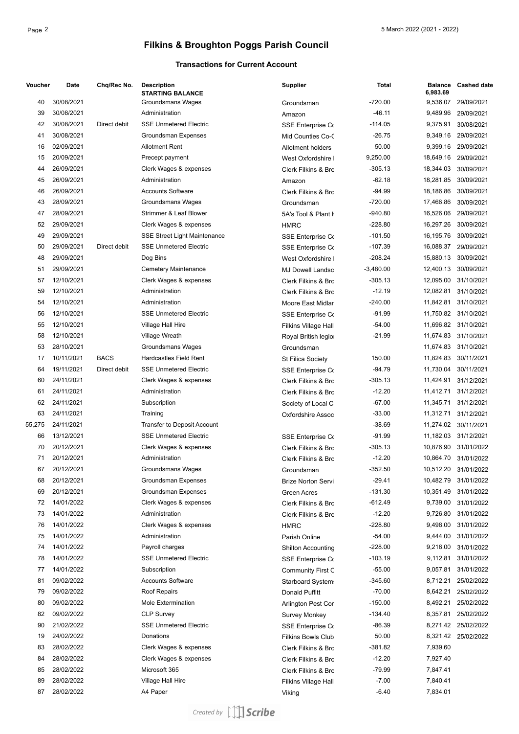# Filkins & Broughton Poggs Parish Council

### Transactions for Current Account

| Voucher | Date | Chq/Rec No. | Description | Supplier | Total | Balance | Cashed date |
|---|---|---|---|---|---|---|---|
| | | | STARTING BALANCE | | | 6,983.69 | |
| 40 | 30/08/2021 | | Groundsmans Wages | Groundsman | -720.00 | 9,536.07 | 29/09/2021 |
| 39 | 30/08/2021 | | Administration | Amazon | -46.11 | 9,489.96 | 29/09/2021 |
| 42 | 30/08/2021 | Direct debit | SSE Unmetered Electric | SSE Enterprise Co | -114.05 | 9,375.91 | 30/08/2021 |
| 41 | 30/08/2021 | | Groundsman Expenses | Mid Counties Co-( | -26.75 | 9,349.16 | 29/09/2021 |
| 16 | 02/09/2021 | | Allotment Rent | Allotment holders | 50.00 | 9,399.16 | 29/09/2021 |
| 15 | 20/09/2021 | | Precept payment | West Oxfordshire | 9,250.00 | 18,649.16 | 29/09/2021 |
| 44 | 26/09/2021 | | Clerk Wages & expenses | Clerk Filkins & Brc | -305.13 | 18,344.03 | 30/09/2021 |
| 45 | 26/09/2021 | | Administration | Amazon | -62.18 | 18,281.85 | 30/09/2021 |
| 46 | 26/09/2021 | | Accounts Software | Clerk Filkins & Brc | -94.99 | 18,186.86 | 30/09/2021 |
| 43 | 28/09/2021 | | Groundsmans Wages | Groundsman | -720.00 | 17,466.86 | 30/09/2021 |
| 47 | 28/09/2021 | | Strimmer & Leaf Blower | 5A's Tool & Plant H | -940.80 | 16,526.06 | 29/09/2021 |
| 52 | 29/09/2021 | | Clerk Wages & expenses | HMRC | -228.80 | 16,297.26 | 30/09/2021 |
| 49 | 29/09/2021 | | SSE Street Light Maintenance | SSE Enterprise Co | -101.50 | 16,195.76 | 30/09/2021 |
| 50 | 29/09/2021 | Direct debit | SSE Unmetered Electric | SSE Enterprise Co | -107.39 | 16,088.37 | 29/09/2021 |
| 48 | 29/09/2021 | | Dog Bins | West Oxfordshire | -208.24 | 15,880.13 | 30/09/2021 |
| 51 | 29/09/2021 | | Cemetery Maintenance | MJ Dowell Landsc | -3,480.00 | 12,400.13 | 30/09/2021 |
| 57 | 12/10/2021 | | Clerk Wages & expenses | Clerk Filkins & Brc | -305.13 | 12,095.00 | 31/10/2021 |
| 59 | 12/10/2021 | | Administration | Clerk Filkins & Brc | -12.19 | 12,082.81 | 31/10/2021 |
| 54 | 12/10/2021 | | Administration | Moore East Midlar | -240.00 | 11,842.81 | 31/10/2021 |
| 56 | 12/10/2021 | | SSE Unmetered Electric | SSE Enterprise Co | -91.99 | 11,750.82 | 31/10/2021 |
| 55 | 12/10/2021 | | Village Hall Hire | Filkins Village Hall | -54.00 | 11,696.82 | 31/10/2021 |
| 58 | 12/10/2021 | | Village Wreath | Royal British legio | -21.99 | 11,674.83 | 31/10/2021 |
| 53 | 28/10/2021 | | Groundsmans Wages | Groundsman | | 11,674.83 | 31/10/2021 |
| 17 | 10/11/2021 | BACS | Hardcastles Field Rent | St Filica Society | 150.00 | 11,824.83 | 30/11/2021 |
| 64 | 19/11/2021 | Direct debit | SSE Unmetered Electric | SSE Enterprise Co | -94.79 | 11,730.04 | 30/11/2021 |
| 60 | 24/11/2021 | | Clerk Wages & expenses | Clerk Filkins & Brc | -305.13 | 11,424.91 | 31/12/2021 |
| 61 | 24/11/2021 | | Administration | Clerk Filkins & Brc | -12.20 | 11,412.71 | 31/12/2021 |
| 62 | 24/11/2021 | | Subscription | Society of Local C | -67.00 | 11,345.71 | 31/12/2021 |
| 63 | 24/11/2021 | | Training | Oxfordshire Assoc | -33.00 | 11,312.71 | 31/12/2021 |
| 55,275 | 24/11/2021 | | Transfer to Deposit Account | | -38.69 | 11,274.02 | 30/11/2021 |
| 66 | 13/12/2021 | | SSE Unmetered Electric | SSE Enterprise Co | -91.99 | 11,182.03 | 31/12/2021 |
| 70 | 20/12/2021 | | Clerk Wages & expenses | Clerk Filkins & Brc | -305.13 | 10,876.90 | 31/01/2022 |
| 71 | 20/12/2021 | | Administration | Clerk Filkins & Brc | -12.20 | 10,864.70 | 31/01/2022 |
| 67 | 20/12/2021 | | Groundsmans Wages | Groundsman | -352.50 | 10,512.20 | 31/01/2022 |
| 68 | 20/12/2021 | | Groundsman Expenses | Brize Norton Servi | -29.41 | 10,482.79 | 31/01/2022 |
| 69 | 20/12/2021 | | Groundsman Expenses | Green Acres | -131.30 | 10,351.49 | 31/01/2022 |
| 72 | 14/01/2022 | | Clerk Wages & expenses | Clerk Filkins & Brc | -612.49 | 9,739.00 | 31/01/2022 |
| 73 | 14/01/2022 | | Administration | Clerk Filkins & Brc | -12.20 | 9,726.80 | 31/01/2022 |
| 76 | 14/01/2022 | | Clerk Wages & expenses | HMRC | -228.80 | 9,498.00 | 31/01/2022 |
| 75 | 14/01/2022 | | Administration | Parish Online | -54.00 | 9,444.00 | 31/01/2022 |
| 74 | 14/01/2022 | | Payroll charges | Shilton Accounting | -228.00 | 9,216.00 | 31/01/2022 |
| 78 | 14/01/2022 | | SSE Unmetered Electric | SSE Enterprise Co | -103.19 | 9,112.81 | 31/01/2022 |
| 77 | 14/01/2022 | | Subscription | Community First C | -55.00 | 9,057.81 | 31/01/2022 |
| 81 | 09/02/2022 | | Accounts Software | Starboard System | -345.60 | 8,712.21 | 25/02/2022 |
| 79 | 09/02/2022 | | Roof Repairs | Donald Puffitt | -70.00 | 8,642.21 | 25/02/2022 |
| 80 | 09/02/2022 | | Mole Extermination | Arlington Pest Cor | -150.00 | 8,492.21 | 25/02/2022 |
| 82 | 09/02/2022 | | CLP Survey | Survey Monkey | -134.40 | 8,357.81 | 25/02/2022 |
| 90 | 21/02/2022 | | SSE Unmetered Electric | SSE Enterprise Co | -86.39 | 8,271.42 | 25/02/2022 |
| 19 | 24/02/2022 | | Donations | Filkins Bowls Club | 50.00 | 8,321.42 | 25/02/2022 |
| 83 | 28/02/2022 | | Clerk Wages & expenses | Clerk Filkins & Brc | -381.82 | 7,939.60 | |
| 84 | 28/02/2022 | | Clerk Wages & expenses | Clerk Filkins & Brc | -12.20 | 7,927.40 | |
| 85 | 28/02/2022 | | Microsoft 365 | Clerk Filkins & Brc | -79.99 | 7,847.41 | |
| 89 | 28/02/2022 | | Village Hall Hire | Filkins Village Hall | -7.00 | 7,840.41 | |
| 87 | 28/02/2022 | | A4 Paper | Viking | -6.40 | 7,834.01 | |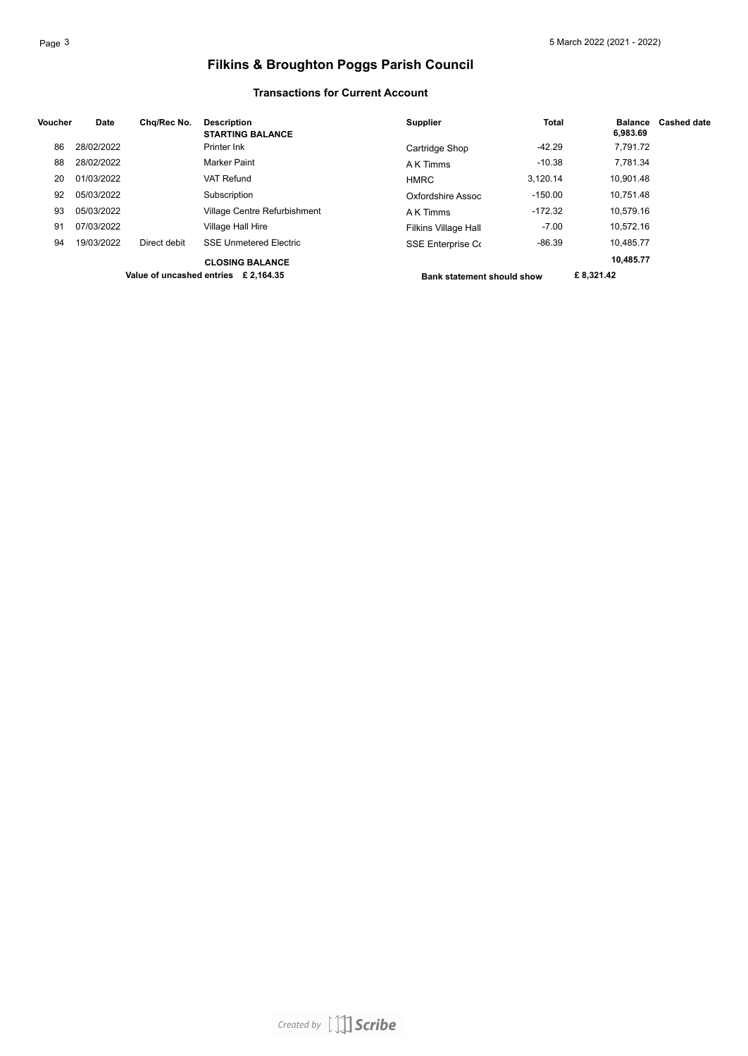# Filkins & Broughton Poggs Parish Council

## Transactions for Current Account

| Voucher | Date | Chq/Rec No. | Description | Supplier | Total | Balance | Cashed date |
|---|---|---|---|---|---|---|---|
| | | | **STARTING BALANCE** | | | **6,983.69** | |
| 86 | 28/02/2022 | | Printer Ink | Cartridge Shop | -42.29 | 7,791.72 | |
| 88 | 28/02/2022 | | Marker Paint | A K Timms | -10.38 | 7,781.34 | |
| 20 | 01/03/2022 | | VAT Refund | HMRC | 3,120.14 | 10,901.48 | |
| 92 | 05/03/2022 | | Subscription | Oxfordshire Assoc | -150.00 | 10,751.48 | |
| 93 | 05/03/2022 | | Village Centre Refurbishment | A K Timms | -172.32 | 10,579.16 | |
| 91 | 07/03/2022 | | Village Hall Hire | Filkins Village Hall | -7.00 | 10,572.16 | |
| 94 | 19/03/2022 | Direct debit | SSE Unmetered Electric | SSE Enterprise Co | -86.39 | 10,485.77 | |
| | | | **CLOSING BALANCE** | | | **10,485.77** | |

**Value of uncashed entries £ 2,164.35**

**Bank statement should show £ 8,321.42**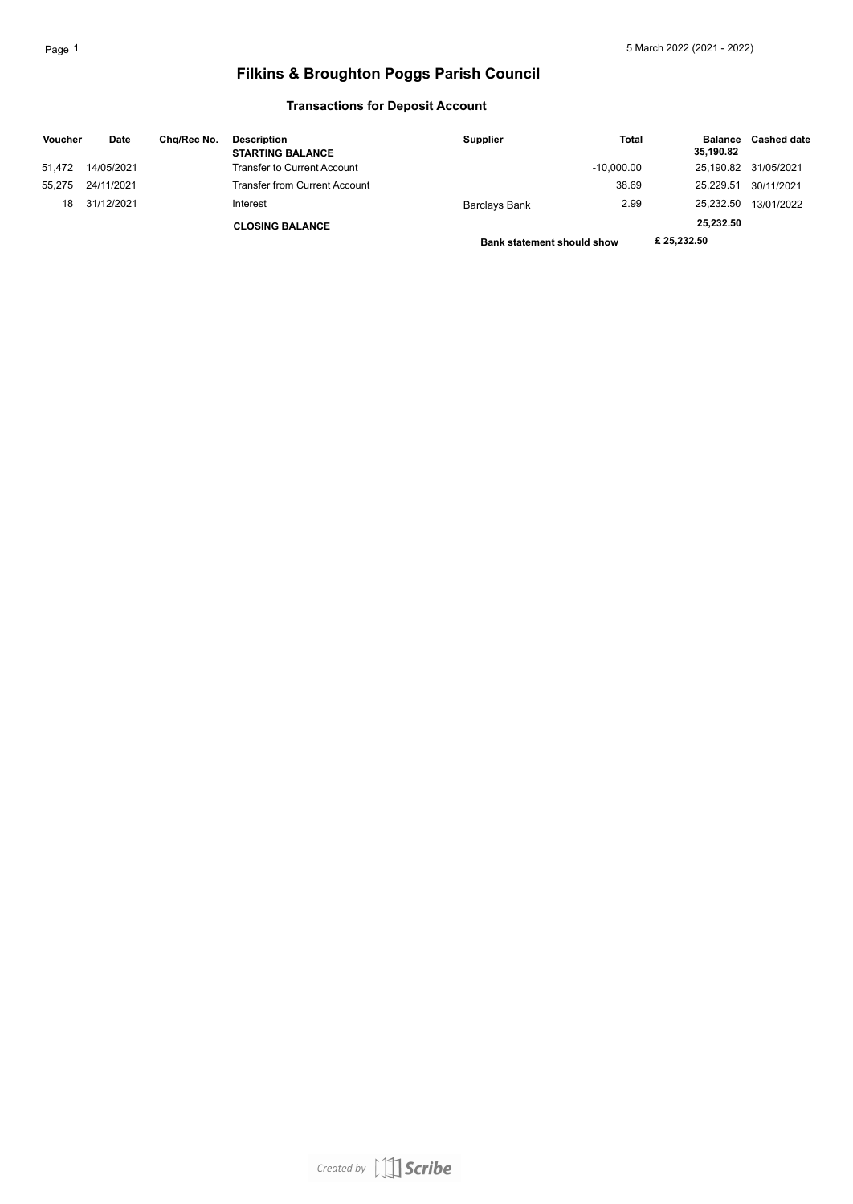# Filkins & Broughton Poggs Parish Council

## Transactions for Deposit Account

| Voucher | Date | Chq/Rec No. | Description | Supplier | Total | Balance | Cashed date |
|---|---|---|---|---|---|---|---|
| | | | **STARTING BALANCE** | | | **35,190.82** | |
| 51,472 | 14/05/2021 | | Transfer to Current Account | | -10,000.00 | 25,190.82 | 31/05/2021 |
| 55,275 | 24/11/2021 | | Transfer from Current Account | | 38.69 | 25,229.51 | 30/11/2021 |
| 18 | 31/12/2021 | | Interest | Barclays Bank | 2.99 | 25,232.50 | 13/01/2022 |
| | | | **CLOSING BALANCE** | | | **25,232.50** | |
| | | | | **Bank statement should show** | | **£ 25,232.50** | |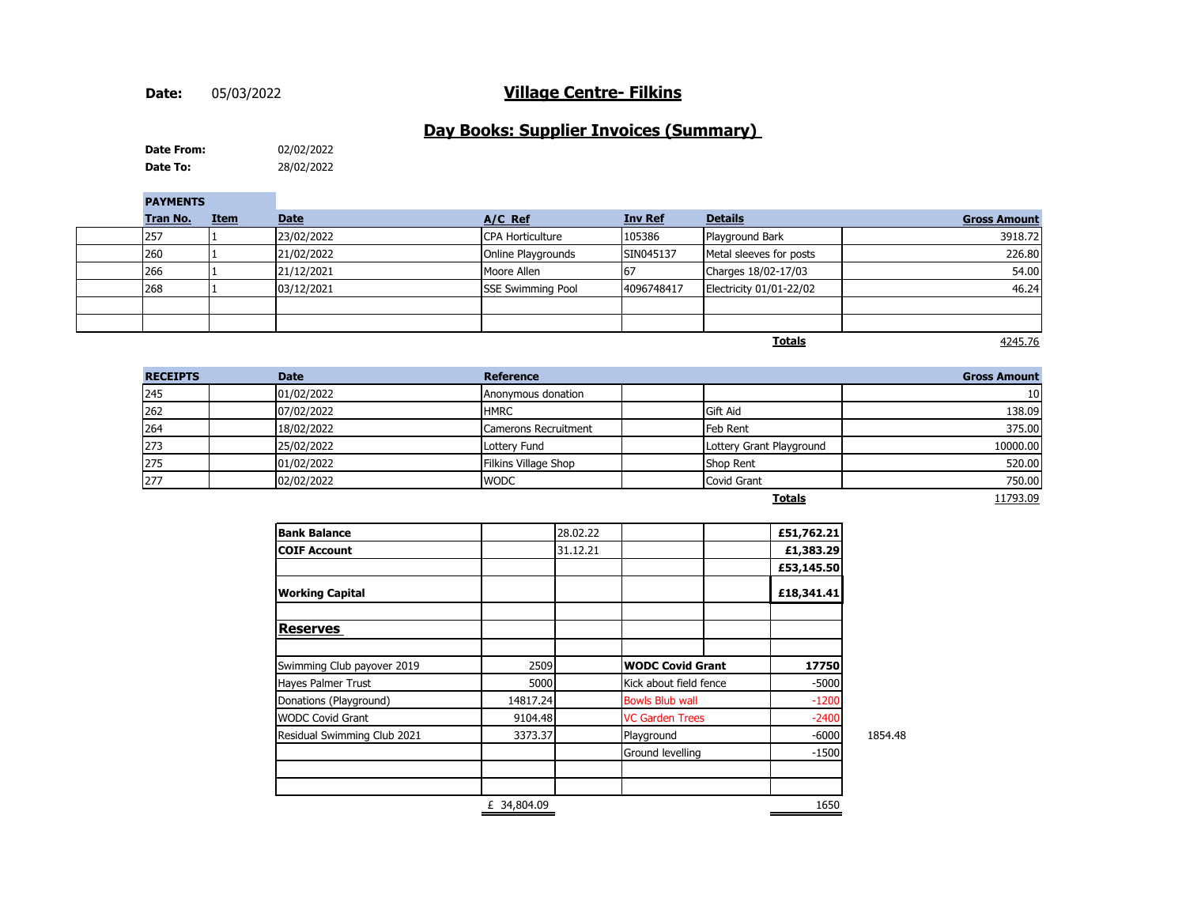**Date:** 05/03/2022

# Village Centre- Filkins

## Day Books: Supplier Invoices (Summary)

**Date From:** 02/02/2022
**Date To:** 28/02/2022

**PAYMENTS**

| Tran No. | Item | Date | A/C Ref | Inv Ref | Details | Gross Amount |
|---|---|---|---|---|---|---|
| 257 | 1 | 23/02/2022 | CPA Horticulture | 105386 | Playground Bark | 3918.72 |
| 260 | 1 | 21/02/2022 | Online Playgrounds | SIN045137 | Metal sleeves for posts | 226.80 |
| 266 | 1 | 21/12/2021 | Moore Allen | 67 | Charges 18/02-17/03 | 54.00 |
| 268 | 1 | 03/12/2021 | SSE Swimming Pool | 4096748417 | Electricity 01/01-22/02 | 46.24 |
| | | | | | | |
| | | | | | | |
| | | | | | **Totals** | 4245.76 |

| RECEIPTS | | Date | Reference | | | Gross Amount |
|---|---|---|---|---|---|---|
| 245 | | 01/02/2022 | Anonymous donation | | | 10 |
| 262 | | 07/02/2022 | HMRC | | Gift Aid | 138.09 |
| 264 | | 18/02/2022 | Camerons Recruitment | | Feb Rent | 375.00 |
| 273 | | 25/02/2022 | Lottery Fund | | Lottery Grant Playground | 10000.00 |
| 275 | | 01/02/2022 | Filkins Village Shop | | Shop Rent | 520.00 |
| 277 | | 02/02/2022 | WODC | | Covid Grant | 750.00 |
| | | | | | **Totals** | 11793.09 |

| | | | | | |
|---|---|---|---|---|---|
| **Bank Balance** | | 28.02.22 | | | **£51,762.21** |
| **COIF Account** | | 31.12.21 | | | **£1,383.29** |
| | | | | | **£53,145.50** |
| **Working Capital** | | | | | **£18,341.41** |
| | | | | | |
| **Reserves** | | | | | |
| | | | | | |
| Swimming Club payover 2019 | 2509 | | **WODC Covid Grant** | | **17750** |
| Hayes Palmer Trust | 5000 | | Kick about field fence | | -5000 |
| Donations (Playground) | 14817.24 | | Bowls Blub wall | | -1200 |
| WODC Covid Grant | 9104.48 | | VC Garden Trees | | -2400 |
| Residual Swimming Club 2021 | 3373.37 | | Playground | | -6000 |
| | | | Ground levelling | | -1500 |
| | | | | | |
| | | | | | |
| | £ 34,804.09 | | | | 1650 |

1854.48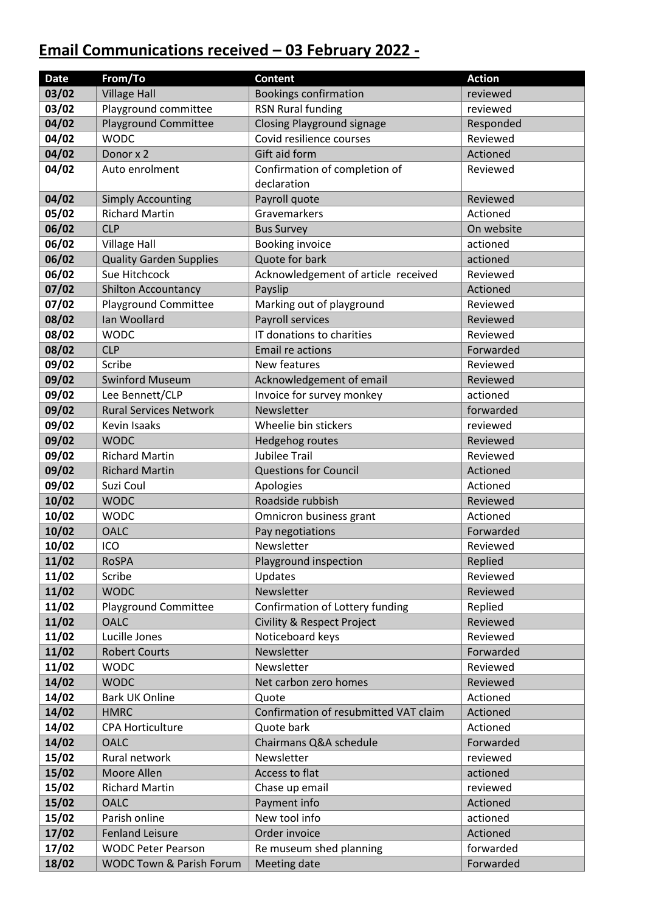# Email Communications received – 03 February 2022 -

| Date | From/To | Content | Action |
| --- | --- | --- | --- |
| **03/02** | Village Hall | Bookings confirmation | reviewed |
| **03/02** | Playground committee | RSN Rural funding | reviewed |
| **04/02** | Playground Committee | Closing Playground signage | Responded |
| **04/02** | WODC | Covid resilience courses | Reviewed |
| **04/02** | Donor x 2 | Gift aid form | Actioned |
| **04/02** | Auto enrolment | Confirmation of completion of declaration | Reviewed |
| **04/02** | Simply Accounting | Payroll quote | Reviewed |
| **05/02** | Richard Martin | Gravemarkers | Actioned |
| **06/02** | CLP | Bus Survey | On website |
| **06/02** | Village Hall | Booking invoice | actioned |
| **06/02** | Quality Garden Supplies | Quote for bark | actioned |
| **06/02** | Sue Hitchcock | Acknowledgement of article received | Reviewed |
| **07/02** | Shilton Accountancy | Payslip | Actioned |
| **07/02** | Playground Committee | Marking out of playground | Reviewed |
| **08/02** | Ian Woollard | Payroll services | Reviewed |
| **08/02** | WODC | IT donations to charities | Reviewed |
| **08/02** | CLP | Email re actions | Forwarded |
| **09/02** | Scribe | New features | Reviewed |
| **09/02** | Swinford Museum | Acknowledgement of email | Reviewed |
| **09/02** | Lee Bennett/CLP | Invoice for survey monkey | actioned |
| **09/02** | Rural Services Network | Newsletter | forwarded |
| **09/02** | Kevin Isaaks | Wheelie bin stickers | reviewed |
| **09/02** | WODC | Hedgehog routes | Reviewed |
| **09/02** | Richard Martin | Jubilee Trail | Reviewed |
| **09/02** | Richard Martin | Questions for Council | Actioned |
| **09/02** | Suzi Coul | Apologies | Actioned |
| **10/02** | WODC | Roadside rubbish | Reviewed |
| **10/02** | WODC | Omnicron business grant | Actioned |
| **10/02** | OALC | Pay negotiations | Forwarded |
| **10/02** | ICO | Newsletter | Reviewed |
| **11/02** | RoSPA | Playground inspection | Replied |
| **11/02** | Scribe | Updates | Reviewed |
| **11/02** | WODC | Newsletter | Reviewed |
| **11/02** | Playground Committee | Confirmation of Lottery funding | Replied |
| **11/02** | OALC | Civility & Respect Project | Reviewed |
| **11/02** | Lucille Jones | Noticeboard keys | Reviewed |
| **11/02** | Robert Courts | Newsletter | Forwarded |
| **11/02** | WODC | Newsletter | Reviewed |
| **14/02** | WODC | Net carbon zero homes | Reviewed |
| **14/02** | Bark UK Online | Quote | Actioned |
| **14/02** | HMRC | Confirmation of resubmitted VAT claim | Actioned |
| **14/02** | CPA Horticulture | Quote bark | Actioned |
| **14/02** | OALC | Chairmans Q&A schedule | Forwarded |
| **15/02** | Rural network | Newsletter | reviewed |
| **15/02** | Moore Allen | Access to flat | actioned |
| **15/02** | Richard Martin | Chase up email | reviewed |
| **15/02** | OALC | Payment info | Actioned |
| **15/02** | Parish online | New tool info | actioned |
| **17/02** | Fenland Leisure | Order invoice | Actioned |
| **17/02** | WODC Peter Pearson | Re museum shed planning | forwarded |
| **18/02** | WODC Town & Parish Forum | Meeting date | Forwarded |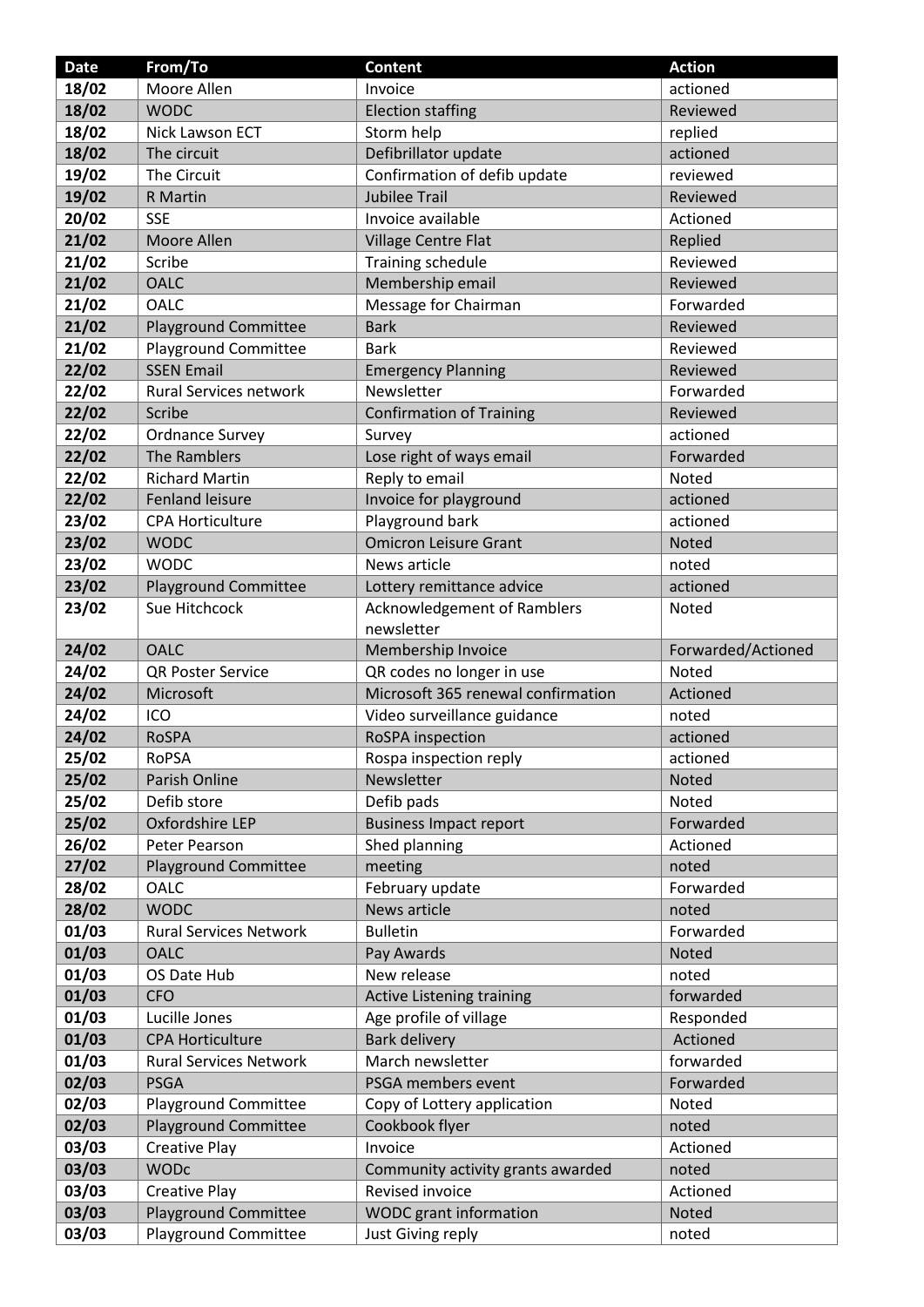| Date | From/To | Content | Action |
|---|---|---|---|
| 18/02 | Moore Allen | Invoice | actioned |
| 18/02 | WODC | Election staffing | Reviewed |
| 18/02 | Nick Lawson ECT | Storm help | replied |
| 18/02 | The circuit | Defibrillator update | actioned |
| 19/02 | The Circuit | Confirmation of defib update | reviewed |
| 19/02 | R Martin | Jubilee Trail | Reviewed |
| 20/02 | SSE | Invoice available | Actioned |
| 21/02 | Moore Allen | Village Centre Flat | Replied |
| 21/02 | Scribe | Training schedule | Reviewed |
| 21/02 | OALC | Membership email | Reviewed |
| 21/02 | OALC | Message for Chairman | Forwarded |
| 21/02 | Playground Committee | Bark | Reviewed |
| 21/02 | Playground Committee | Bark | Reviewed |
| 22/02 | SSEN Email | Emergency Planning | Reviewed |
| 22/02 | Rural Services network | Newsletter | Forwarded |
| 22/02 | Scribe | Confirmation of Training | Reviewed |
| 22/02 | Ordnance Survey | Survey | actioned |
| 22/02 | The Ramblers | Lose right of ways email | Forwarded |
| 22/02 | Richard Martin | Reply to email | Noted |
| 22/02 | Fenland leisure | Invoice for playground | actioned |
| 23/02 | CPA Horticulture | Playground bark | actioned |
| 23/02 | WODC | Omicron Leisure Grant | Noted |
| 23/02 | WODC | News article | noted |
| 23/02 | Playground Committee | Lottery remittance advice | actioned |
| 23/02 | Sue Hitchcock | Acknowledgement of Ramblers newsletter | Noted |
| 24/02 | OALC | Membership Invoice | Forwarded/Actioned |
| 24/02 | QR Poster Service | QR codes no longer in use | Noted |
| 24/02 | Microsoft | Microsoft 365 renewal confirmation | Actioned |
| 24/02 | ICO | Video surveillance guidance | noted |
| 24/02 | RoSPA | RoSPA inspection | actioned |
| 25/02 | RoPSA | Rospa inspection reply | actioned |
| 25/02 | Parish Online | Newsletter | Noted |
| 25/02 | Defib store | Defib pads | Noted |
| 25/02 | Oxfordshire LEP | Business Impact report | Forwarded |
| 26/02 | Peter Pearson | Shed planning | Actioned |
| 27/02 | Playground Committee | meeting | noted |
| 28/02 | OALC | February update | Forwarded |
| 28/02 | WODC | News article | noted |
| 01/03 | Rural Services Network | Bulletin | Forwarded |
| 01/03 | OALC | Pay Awards | Noted |
| 01/03 | OS Date Hub | New release | noted |
| 01/03 | CFO | Active Listening training | forwarded |
| 01/03 | Lucille Jones | Age profile of village | Responded |
| 01/03 | CPA Horticulture | Bark delivery | Actioned |
| 01/03 | Rural Services Network | March newsletter | forwarded |
| 02/03 | PSGA | PSGA members event | Forwarded |
| 02/03 | Playground Committee | Copy of Lottery application | Noted |
| 02/03 | Playground Committee | Cookbook flyer | noted |
| 03/03 | Creative Play | Invoice | Actioned |
| 03/03 | WODc | Community activity grants awarded | noted |
| 03/03 | Creative Play | Revised invoice | Actioned |
| 03/03 | Playground Committee | WODC grant information | Noted |
| 03/03 | Playground Committee | Just Giving reply | noted |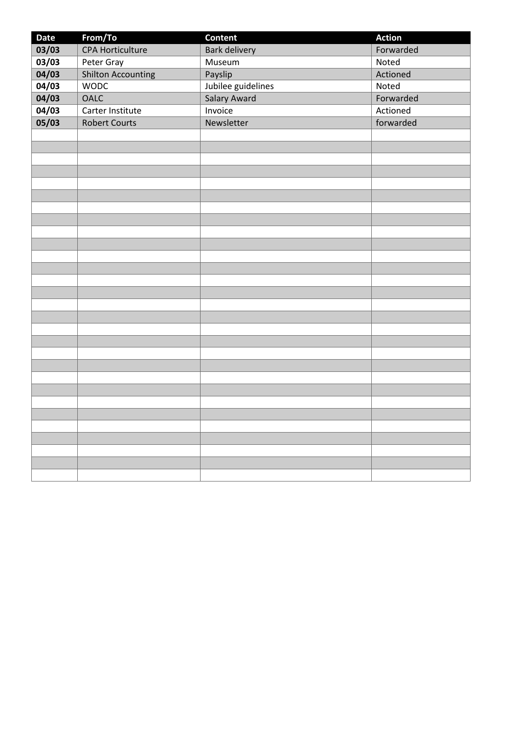| Date | From/To | Content | Action |
|---|---|---|---|
| **03/03** | CPA Horticulture | Bark delivery | Forwarded |
| **03/03** | Peter Gray | Museum | Noted |
| **04/03** | Shilton Accounting | Payslip | Actioned |
| **04/03** | WODC | Jubilee guidelines | Noted |
| **04/03** | OALC | Salary Award | Forwarded |
| **04/03** | Carter Institute | Invoice | Actioned |
| **05/03** | Robert Courts | Newsletter | forwarded |
| | | | |
| | | | |
| | | | |
| | | | |
| | | | |
| | | | |
| | | | |
| | | | |
| | | | |
| | | | |
| | | | |
| | | | |
| | | | |
| | | | |
| | | | |
| | | | |
| | | | |
| | | | |
| | | | |
| | | | |
| | | | |
| | | | |
| | | | |
| | | | |
| | | | |
| | | | |
| | | | |
| | | | |